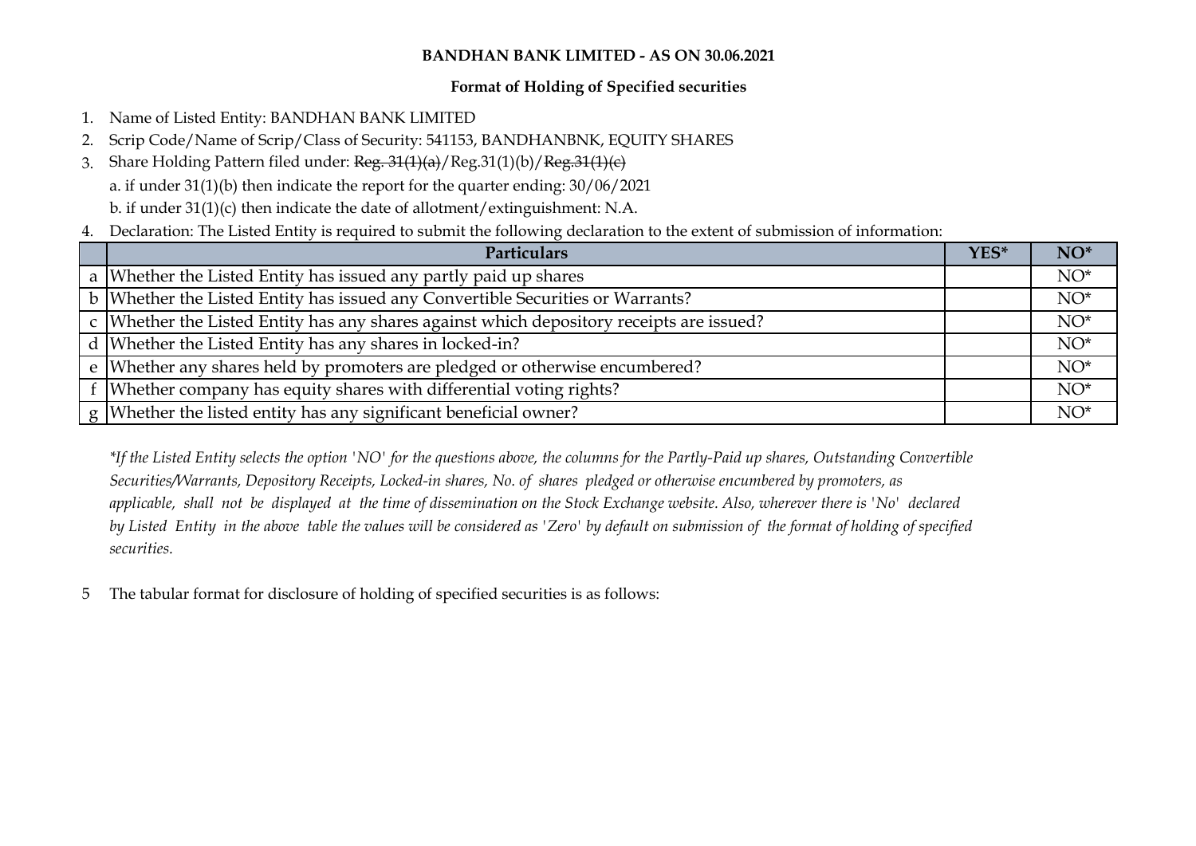**BANDHAN BANK LIMITED - AS ON 30.06.2021**

**Format of Holding of Specified securities**

1. Name of Listed Entity: BANDHAN BANK LIMITED
2. Scrip Code/Name of Scrip/Class of Security: 541153, BANDHANBNK, EQUITY SHARES
3. Share Holding Pattern filed under: ~~Reg. 31(1)(a)~~/Reg.31(1)(b)/~~Reg.31(1)(c)~~

   a. if under 31(1)(b) then indicate the report for the quarter ending: 30/06/2021

   b. if under 31(1)(c) then indicate the date of allotment/extinguishment: N.A.
4. Declaration: The Listed Entity is required to submit the following declaration to the extent of submission of information:

| | Particulars | YES* | NO* |
|---|---|---|---|
| a | Whether the Listed Entity has issued any partly paid up shares | | NO* |
| b | Whether the Listed Entity has issued any Convertible Securities or Warrants? | | NO* |
| c | Whether the Listed Entity has any shares against which depository receipts are issued? | | NO* |
| d | Whether the Listed Entity has any shares in locked-in? | | NO* |
| e | Whether any shares held by promoters are pledged or otherwise encumbered? | | NO* |
| f | Whether company has equity shares with differential voting rights? | | NO* |
| g | Whether the listed entity has any significant beneficial owner? | | NO* |

*\*If the Listed Entity selects the option 'NO' for the questions above, the columns for the Partly-Paid up shares, Outstanding Convertible Securities/Warrants, Depository Receipts, Locked-in shares, No. of shares pledged or otherwise encumbered by promoters, as applicable, shall not be displayed at the time of dissemination on the Stock Exchange website. Also, wherever there is 'No' declared by Listed Entity in the above table the values will be considered as 'Zero' by default on submission of the format of holding of specified securities.*

5 The tabular format for disclosure of holding of specified securities is as follows: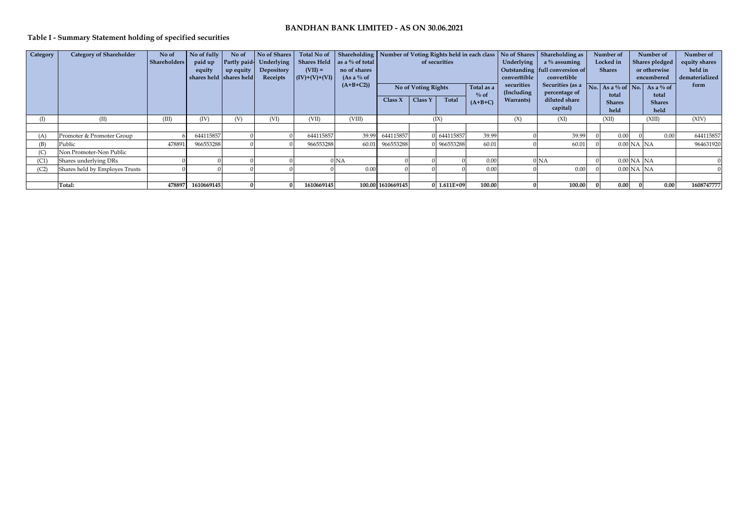# BANDHAN BANK LIMITED - AS ON 30.06.2021

## Table I - Summary Statement holding of specified securities

| Category | Category of Shareholder | No of Shareholders | No of fully paid up equity shares held | No of Partly paid-up equity shares held | No of Shares Underlying Depository Receipts | Total No of Shares Held (VII) = (IV)+(V)+(VI) | Shareholding as a % of total no of shares (As a % of (A+B+C2)) | Number of Voting Rights held in each class of securities | | | | No of Shares Underlying Outstanding converttible securities (Including Warrants) | Shareholding as a % assuming full conversion of convertible Securities (as a percentage of diluted share capital) | Number of Locked in Shares | | Number of Shares pledged or otherwise encumbered | | Number of equity shares held in dematerialized form |
|---|---|---|---|---|---|---|---|---|---|---|---|---|---|---|---|---|---|---|
| | | | | | | | | No of Voting Rights | | | Total as a % of (A+B+C) | | | No. | As a % of total Shares held | No. | As a % of total Shares held | |
| | | | | | | | | Class X | Class Y | Total | | | | | | | | |
| (I) | (II) | (III) | (IV) | (V) | (VI) | (VII) | (VIII) | (IX) | | | | (X) | (XI) | (XII) | | (XIII) | | (XIV) |
| | | | | | | | | | | | | | | | | | | |
| (A) | Promoter & Promoter Group | 6 | 644115857 | 0 | 0 | 644115857 | 39.99 | 644115857 | 0 | 644115857 | 39.99 | 0 | 39.99 | 0 | 0.00 | 0 | 0.00 | 644115857 |
| (B) | Public | 478891 | 966553288 | 0 | 0 | 966553288 | 60.01 | 966553288 | 0 | 966553288 | 60.01 | 0 | 60.01 | 0 | 0.00 | NA | NA | 964631920 |
| (C) | Non Promoter-Non Public | | | | | | | | | | | | | | | | | |
| (C1) | Shares underlying DRs | 0 | 0 | 0 | 0 | 0 | NA | 0 | 0 | 0 | 0.00 | 0 | NA | 0 | 0.00 | NA | NA | 0 |
| (C2) | Shares held by Employes Trusts | 0 | 0 | 0 | 0 | 0 | 0.00 | 0 | 0 | 0 | 0.00 | 0 | 0.00 | 0 | 0.00 | NA | NA | 0 |
| | | | | | | | | | | | | | | | | | | |
| | **Total:** | **478897** | **1610669145** | **0** | **0** | **1610669145** | **100.00** | **1610669145** | **0** | **1.611E+09** | **100.00** | **0** | **100.00** | **0** | **0.00** | **0** | **0.00** | **1608747777** |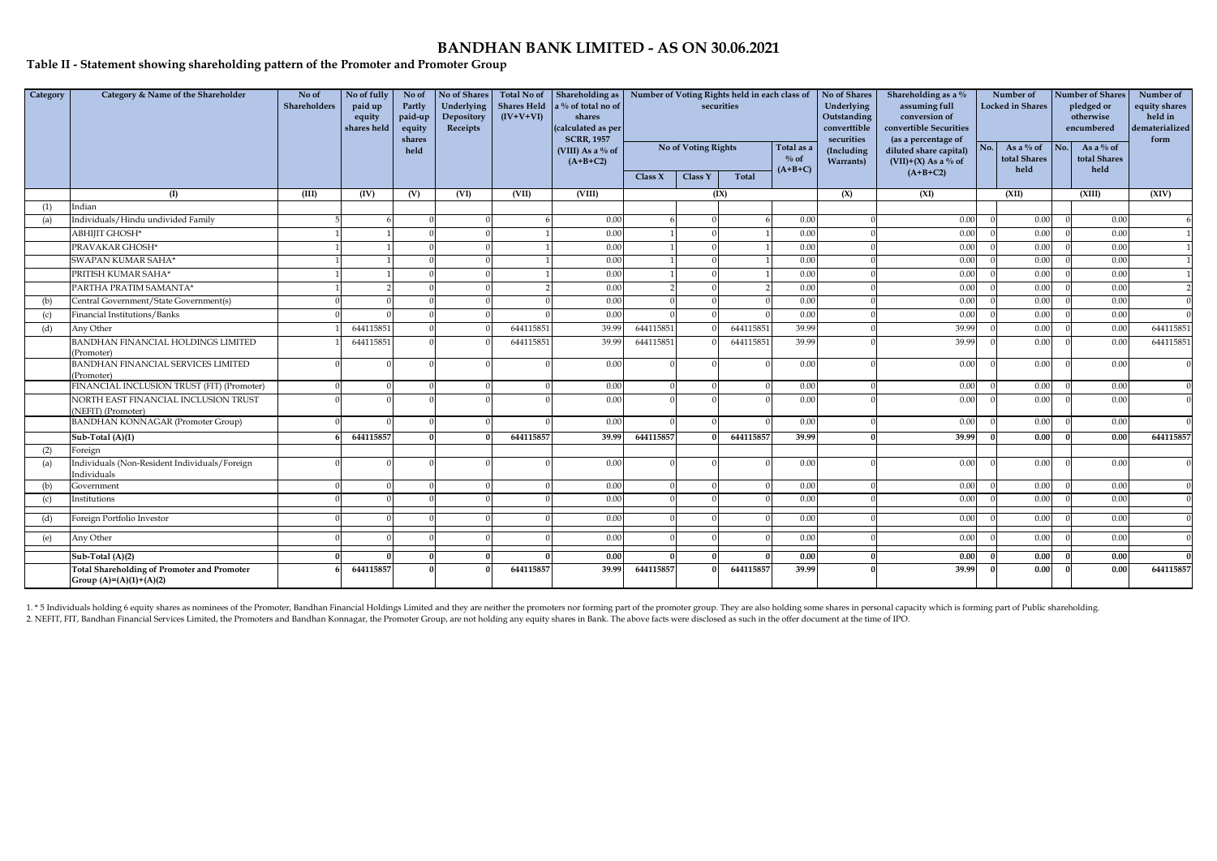# BANDHAN BANK LIMITED - AS ON 30.06.2021

## Table II - Statement showing shareholding pattern of the Promoter and Promoter Group

| Category | Category & Name of the Shareholder | No of Shareholders | No of fully paid up equity shares held | No of Partly paid-up equity shares held | No of Shares Underlying Depository Receipts | Total No of Shares Held (IV+V+VI) | Shareholding as a % of total no of shares (calculated as per SCRR, 1957 (VIII) As a % of (A+B+C2) | Number of Voting Rights held in each class of securities | | | | No of Shares Underlying Outstanding converttible securities (Including Warrants) | Shareholding as a % assuming full conversion of convertible Securities (as a percentage of diluted share capital) (VII)+(X) As a % of (A+B+C2) | Number of Locked in Shares | | Number of Shares pledged or otherwise encumbered | | Number of equity shares held in dematerialized form |
|---|---|---|---|---|---|---|---|---|---|---|---|---|---|---|---|---|---|---|
| | | | | | | | | No of Voting Rights | | | Total as a % of (A+B+C) | | | No. | As a % of total Shares held | No. | As a % of total Shares held | |
| | | | | | | | | Class X | Class Y | Total | | | | | | | | |
| | (I) | (III) | (IV) | (V) | (VI) | (VII) | (VIII) | (IX) | | | | (X) | (XI) | (XII) | | (XIII) | | (XIV) |
| (1) | Indian | | | | | | | | | | | | | | | | | |
| (a) | Individuals/Hindu undivided Family | 5 | 6 | 0 | 0 | 6 | 0.00 | 6 | 0 | 6 | 0.00 | 0 | 0.00 | 0 | 0.00 | 0 | 0.00 | 6 |
| | ABHIJIT GHOSH* | 1 | 1 | 0 | 0 | 1 | 0.00 | 1 | 0 | 1 | 0.00 | 0 | 0.00 | 0 | 0.00 | 0 | 0.00 | 1 |
| | PRAVAKAR GHOSH* | 1 | 1 | 0 | 0 | 1 | 0.00 | 1 | 0 | 1 | 0.00 | 0 | 0.00 | 0 | 0.00 | 0 | 0.00 | 1 |
| | SWAPAN KUMAR SAHA* | 1 | 1 | 0 | 0 | 1 | 0.00 | 1 | 0 | 1 | 0.00 | 0 | 0.00 | 0 | 0.00 | 0 | 0.00 | 1 |
| | PRITISH KUMAR SAHA* | 1 | 1 | 0 | 0 | 1 | 0.00 | 1 | 0 | 1 | 0.00 | 0 | 0.00 | 0 | 0.00 | 0 | 0.00 | 1 |
| | PARTHA PRATIM SAMANTA* | 1 | 2 | 0 | 0 | 2 | 0.00 | 2 | 0 | 2 | 0.00 | 0 | 0.00 | 0 | 0.00 | 0 | 0.00 | 2 |
| (b) | Central Government/State Government(s) | 0 | 0 | 0 | 0 | 0 | 0.00 | 0 | 0 | 0 | 0.00 | 0 | 0.00 | 0 | 0.00 | 0 | 0.00 | 0 |
| (c) | Financial Institutions/Banks | 0 | 0 | 0 | 0 | 0 | 0.00 | 0 | 0 | 0 | 0.00 | 0 | 0.00 | 0 | 0.00 | 0 | 0.00 | 0 |
| (d) | Any Other | 1 | 644115851 | 0 | 0 | 644115851 | 39.99 | 644115851 | 0 | 644115851 | 39.99 | 0 | 39.99 | 0 | 0.00 | 0 | 0.00 | 644115851 |
| | BANDHAN FINANCIAL HOLDINGS LIMITED (Promoter) | 1 | 644115851 | 0 | 0 | 644115851 | 39.99 | 644115851 | 0 | 644115851 | 39.99 | 0 | 39.99 | 0 | 0.00 | 0 | 0.00 | 644115851 |
| | BANDHAN FINANCIAL SERVICES LIMITED (Promoter) | 0 | 0 | 0 | 0 | 0 | 0.00 | 0 | 0 | 0 | 0.00 | 0 | 0.00 | 0 | 0.00 | 0 | 0.00 | 0 |
| | FINANCIAL INCLUSION TRUST (FIT) (Promoter) | 0 | 0 | 0 | 0 | 0 | 0.00 | 0 | 0 | 0 | 0.00 | 0 | 0.00 | 0 | 0.00 | 0 | 0.00 | 0 |
| | NORTH EAST FINANCIAL INCLUSION TRUST (NEFIT) (Promoter) | 0 | 0 | 0 | 0 | 0 | 0.00 | 0 | 0 | 0 | 0.00 | 0 | 0.00 | 0 | 0.00 | 0 | 0.00 | 0 |
| | BANDHAN KONNAGAR (Promoter Group) | 0 | 0 | 0 | 0 | 0 | 0.00 | 0 | 0 | 0 | 0.00 | 0 | 0.00 | 0 | 0.00 | 0 | 0.00 | 0 |
| | **Sub-Total (A)(1)** | **6** | **644115857** | **0** | **0** | **644115857** | **39.99** | **644115857** | **0** | **644115857** | **39.99** | **0** | **39.99** | **0** | **0.00** | **0** | **0.00** | **644115857** |
| (2) | Foreign | | | | | | | | | | | | | | | | | |
| (a) | Individuals (Non-Resident Individuals/Foreign Individuals | 0 | 0 | 0 | 0 | 0 | 0.00 | 0 | 0 | 0 | 0.00 | 0 | 0.00 | 0 | 0.00 | 0 | 0.00 | 0 |
| (b) | Government | 0 | 0 | 0 | 0 | 0 | 0.00 | 0 | 0 | 0 | 0.00 | 0 | 0.00 | 0 | 0.00 | 0 | 0.00 | 0 |
| (c) | Institutions | 0 | 0 | 0 | 0 | 0 | 0.00 | 0 | 0 | 0 | 0.00 | 0 | 0.00 | 0 | 0.00 | 0 | 0.00 | 0 |
| (d) | Foreign Portfolio Investor | 0 | 0 | 0 | 0 | 0 | 0.00 | 0 | 0 | 0 | 0.00 | 0 | 0.00 | 0 | 0.00 | 0 | 0.00 | 0 |
| (e) | Any Other | 0 | 0 | 0 | 0 | 0 | 0.00 | 0 | 0 | 0 | 0.00 | 0 | 0.00 | 0 | 0.00 | 0 | 0.00 | 0 |
| | **Sub-Total (A)(2)** | **0** | **0** | **0** | **0** | **0** | **0.00** | **0** | **0** | **0** | **0.00** | **0** | **0.00** | **0** | **0.00** | **0** | **0.00** | **0** |
| | **Total Shareholding of Promoter and Promoter Group (A)=(A)(1)+(A)(2)** | **6** | **644115857** | **0** | **0** | **644115857** | **39.99** | **644115857** | **0** | **644115857** | **39.99** | **0** | **39.99** | **0** | **0.00** | **0** | **0.00** | **644115857** |

1. * 5 Individuals holding 6 equity shares as nominees of the Promoter, Bandhan Financial Holdings Limited and they are neither the promoters nor forming part of the promoter group. They are also holding some shares in personal capacity which is forming part of Public shareholding.
2. NEFIT, FIT, Bandhan Financial Services Limited, the Promoters and Bandhan Konnagar, the Promoter Group, are not holding any equity shares in Bank. The above facts were disclosed as such in the offer document at the time of IPO.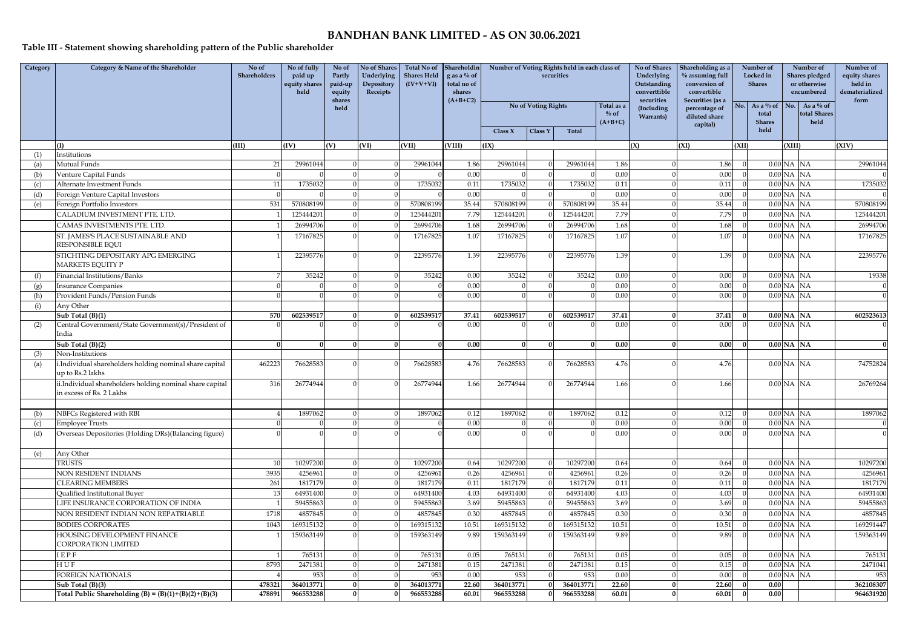# BANDHAN BANK LIMITED - AS ON 30.06.2021

## Table III - Statement showing shareholding pattern of the Public shareholder

| Category | Category & Name of the Shareholder | No of Shareholders | No of fully paid up equity shares held | No of Partly paid-up equity shares held | No of Shares Underlying Depository Receipts | Total No of Shares Held (IV+V+VI) | Shareholding as a % of total no of shares (A+B+C2) | Number of Voting Rights in each class of securities | | | | No of Shares Underlying Outstanding converttible securities (Including Warrants) | Shareholding as a % assuming full conversion of convertible Securities (as a percentage of diluted share capital) | Number of Locked in Shares | | Number of Shares pledged or otherwise encumbered | | Number of equity shares held in dematerialized form |
|---|---|---|---|---|---|---|---|---|---|---|---|---|---|---|---|---|---|---|
| | | | | | | | | No of Voting Rights | | | Total as a % of (A+B+C) | | | No. | As a % of total Shares held | No. | As a % of total Shares held | |
| | | | | | | | | Class X | Class Y | Total | | | | | | | | |
| | (I) | (III) | (IV) | (V) | (VI) | (VII) | (VIII) | (IX) | | | | (X) | (XI) | (XII) | | (XIII) | | (XIV) |
| (1) | Institutions | | | | | | | | | | | | | | | | | |
| (a) | Mutual Funds | 21 | 29961044 | 0 | 0 | 29961044 | 1.86 | 29961044 | 0 | 29961044 | 1.86 | 0 | 1.86 | 0 | 0.00 | NA | NA | 29961044 |
| (b) | Venture Capital Funds | 0 | 0 | 0 | 0 | 0 | 0.00 | 0 | 0 | 0 | 0.00 | 0 | 0.00 | 0 | 0.00 | NA | NA | 0 |
| (c) | Alternate Investment Funds | 11 | 1735032 | 0 | 0 | 1735032 | 0.11 | 1735032 | 0 | 1735032 | 0.11 | 0 | 0.11 | 0 | 0.00 | NA | NA | 1735032 |
| (d) | Foreign Venture Capital Investors | 0 | 0 | 0 | 0 | 0 | 0.00 | 0 | 0 | 0 | 0.00 | 0 | 0.00 | 0 | 0.00 | NA | NA | 0 |
| (e) | Foreign Portfolio Investors | 531 | 570808199 | 0 | 0 | 570808199 | 35.44 | 570808199 | 0 | 570808199 | 35.44 | 0 | 35.44 | 0 | 0.00 | NA | NA | 570808199 |
| | CALADIUM INVESTMENT PTE. LTD. | 1 | 125444201 | 0 | 0 | 125444201 | 7.79 | 125444201 | 0 | 125444201 | 7.79 | 0 | 7.79 | 0 | 0.00 | NA | NA | 125444201 |
| | CAMAS INVESTMENTS PTE. LTD. | 1 | 26994706 | 0 | 0 | 26994706 | 1.68 | 26994706 | 0 | 26994706 | 1.68 | 0 | 1.68 | 0 | 0.00 | NA | NA | 26994706 |
| | ST. JAMES'S PLACE SUSTAINABLE AND RESPONSIBLE EQUI | 1 | 17167825 | 0 | 0 | 17167825 | 1.07 | 17167825 | 0 | 17167825 | 1.07 | 0 | 1.07 | 0 | 0.00 | NA | NA | 17167825 |
| | STICHTING DEPOSITARY APG EMERGING MARKETS EQUITY P | 1 | 22395776 | 0 | 0 | 22395776 | 1.39 | 22395776 | 0 | 22395776 | 1.39 | 0 | 1.39 | 0 | 0.00 | NA | NA | 22395776 |
| (f) | Financial Institutions/Banks | 7 | 35242 | 0 | 0 | 35242 | 0.00 | 35242 | 0 | 35242 | 0.00 | 0 | 0.00 | 0 | 0.00 | NA | NA | 19338 |
| (g) | Insurance Companies | 0 | 0 | 0 | 0 | 0 | 0.00 | 0 | 0 | 0 | 0.00 | 0 | 0.00 | 0 | 0.00 | NA | NA | 0 |
| (h) | Provident Funds/Pension Funds | 0 | 0 | 0 | 0 | 0 | 0.00 | 0 | 0 | 0 | 0.00 | 0 | 0.00 | 0 | 0.00 | NA | NA | 0 |
| (i) | Any Other | | | | | | | | | | | | | | | | | |
| | **Sub Total (B)(1)** | **570** | **602539517** | **0** | **0** | **602539517** | **37.41** | **602539517** | **0** | **602539517** | **37.41** | **0** | **37.41** | **0** | **0.00** | **NA** | **NA** | **602523613** |
| (2) | Central Government/State Government(s)/President of India | 0 | 0 | 0 | 0 | 0 | 0.00 | 0 | 0 | 0 | 0.00 | 0 | 0.00 | 0 | 0.00 | NA | NA | 0 |
| | **Sub Total (B)(2)** | **0** | **0** | **0** | **0** | **0** | **0.00** | **0** | **0** | **0** | **0.00** | **0** | **0.00** | **0** | **0.00** | **NA** | **NA** | **0** |
| (3) | Non-Institutions | | | | | | | | | | | | | | | | | |
| (a) | i.Individual shareholders holding nominal share capital up to Rs.2 lakhs | 462223 | 76628583 | 0 | 0 | 76628583 | 4.76 | 76628583 | 0 | 76628583 | 4.76 | 0 | 4.76 | | 0.00 | NA | NA | 74752824 |
| | ii.Individual shareholders holding nominal share capital in excess of Rs. 2 Lakhs | 316 | 26774944 | 0 | 0 | 26774944 | 1.66 | 26774944 | 0 | 26774944 | 1.66 | 0 | 1.66 | | 0.00 | NA | NA | 26769264 |
| (b) | NBFCs Registered with RBI | 4 | 1897062 | 0 | 0 | 1897062 | 0.12 | 1897062 | 0 | 1897062 | 0.12 | 0 | 0.12 | 0 | 0.00 | NA | NA | 1897062 |
| (c) | Employee Trusts | 0 | 0 | 0 | 0 | 0 | 0.00 | 0 | 0 | 0 | 0.00 | 0 | 0.00 | 0 | 0.00 | NA | NA | 0 |
| (d) | Overseas Depositories (Holding DRs)(Balancing figure) | 0 | 0 | 0 | 0 | 0 | 0.00 | 0 | 0 | 0 | 0.00 | 0 | 0.00 | 0 | 0.00 | NA | NA | 0 |
| (e) | Any Other | | | | | | | | | | | | | | | | | |
| | TRUSTS | 10 | 10297200 | 0 | 0 | 10297200 | 0.64 | 10297200 | 0 | 10297200 | 0.64 | 0 | 0.64 | 0 | 0.00 | NA | NA | 10297200 |
| | NON RESIDENT INDIANS | 3935 | 4256961 | 0 | 0 | 4256961 | 0.26 | 4256961 | 0 | 4256961 | 0.26 | 0 | 0.26 | 0 | 0.00 | NA | NA | 4256961 |
| | CLEARING MEMBERS | 261 | 1817179 | 0 | 0 | 1817179 | 0.11 | 1817179 | 0 | 1817179 | 0.11 | 0 | 0.11 | 0 | 0.00 | NA | NA | 1817179 |
| | Qualified Institutional Buyer | 13 | 64931400 | 0 | 0 | 64931400 | 4.03 | 64931400 | 0 | 64931400 | 4.03 | 0 | 4.03 | 0 | 0.00 | NA | NA | 64931400 |
| | LIFE INSURANCE CORPORATION OF INDIA | 1 | 59455863 | 0 | 0 | 59455863 | 3.69 | 59455863 | 0 | 59455863 | 3.69 | 0 | 3.69 | 0 | 0.00 | NA | NA | 59455863 |
| | NON RESIDENT INDIAN NON REPATRIABLE | 1718 | 4857845 | 0 | 0 | 4857845 | 0.30 | 4857845 | 0 | 4857845 | 0.30 | 0 | 0.30 | 0 | 0.00 | NA | NA | 4857845 |
| | BODIES CORPORATES | 1043 | 169315132 | 0 | 0 | 169315132 | 10.51 | 169315132 | 0 | 169315132 | 10.51 | 0 | 10.51 | 0 | 0.00 | NA | NA | 169291447 |
| | HOUSING DEVELOPMENT FINANCE CORPORATION LIMITED | 1 | 159363149 | 0 | 0 | 159363149 | 9.89 | 159363149 | 0 | 159363149 | 9.89 | 0 | 9.89 | 0 | 0.00 | NA | NA | 159363149 |
| | I E P F | 1 | 765131 | 0 | 0 | 765131 | 0.05 | 765131 | 0 | 765131 | 0.05 | 0 | 0.05 | 0 | 0.00 | NA | NA | 765131 |
| | H U F | 8793 | 2471381 | 0 | 0 | 2471381 | 0.15 | 2471381 | 0 | 2471381 | 0.15 | 0 | 0.15 | 0 | 0.00 | NA | NA | 2471041 |
| | FOREIGN NATIONALS | 4 | 953 | 0 | 0 | 953 | 0.00 | 953 | 0 | 953 | 0.00 | 0 | 0.00 | 0 | 0.00 | NA | NA | 953 |
| | **Sub Total (B)(3)** | **478321** | **364013771** | **0** | **0** | **364013771** | **22.60** | **364013771** | **0** | **364013771** | **22.60** | **0** | **22.60** | **0** | **0.00** | | | **362108307** |
| | **Total Public Shareholding (B) = (B)(1)+(B)(2)+(B)(3)** | **478891** | **966553288** | **0** | **0** | **966553288** | **60.01** | **966553288** | **0** | **966553288** | **60.01** | **0** | **60.01** | **0** | **0.00** | | | **964631920** |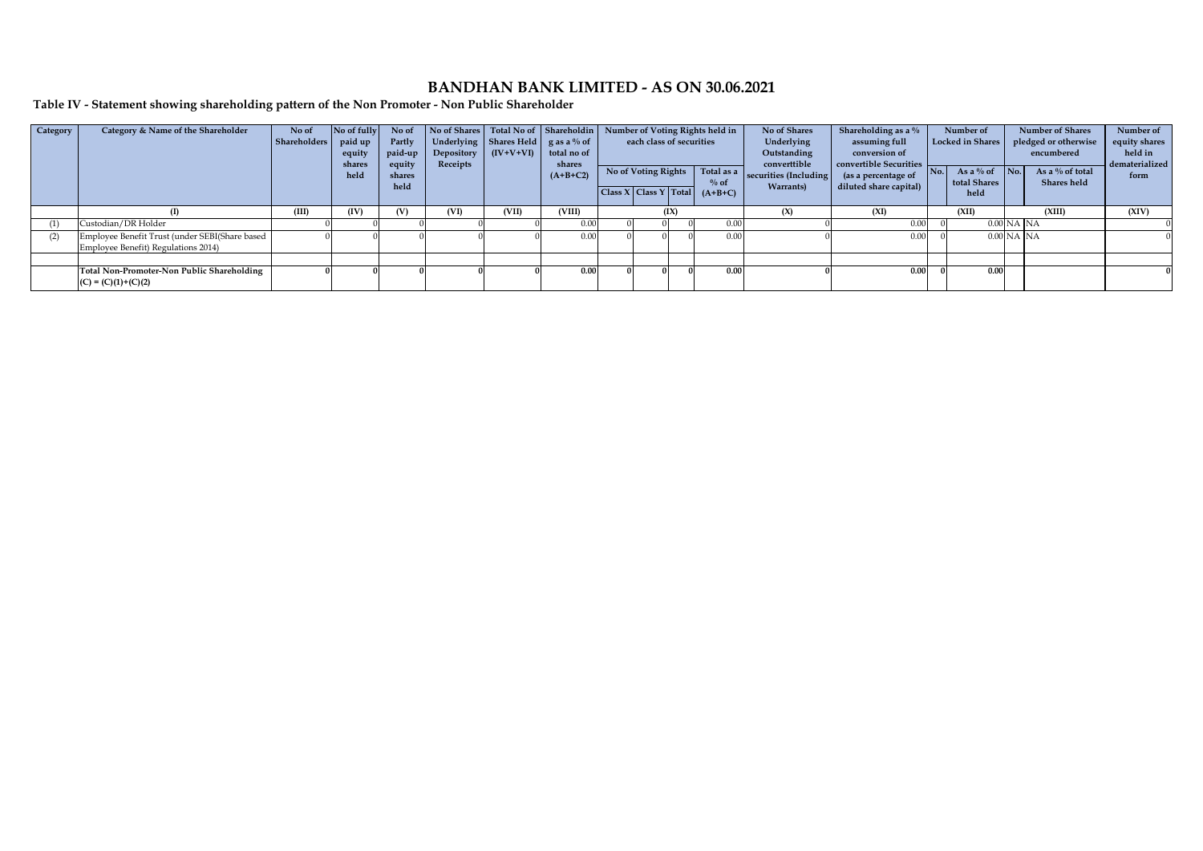# BANDHAN BANK LIMITED - AS ON 30.06.2021

## Table IV - Statement showing shareholding pattern of the Non Promoter - Non Public Shareholder

| Category | Category & Name of the Shareholder | No of Shareholders | No of fully paid up equity shares held | No of Partly paid-up equity shares held | No of Shares Underlying Depository Receipts | Total No of Shares Held (IV+V+VI) | Shareholding as a % of total no of shares (A+B+C2) | Number of Voting Rights held in each class of securities | | | | No of Shares Underlying Outstanding converttible securities (Including Warrants) | Shareholding as a % assuming full conversion of convertible Securities (as a percentage of diluted share capital) | Number of Locked in Shares | | Number of Shares pledged or otherwise encumbered | | Number of equity shares held in dematerialized form |
|---|---|---|---|---|---|---|---|---|---|---|---|---|---|---|---|---|---|---|
| | | | | | | | | No of Voting Rights | | | Total as a % of (A+B+C) | | | No. | As a % of total Shares held | No. | As a % of total Shares held | |
| | | | | | | | | Class X | Class Y | Total | | | | | | | | |
| | (I) | (III) | (IV) | (V) | (VI) | (VII) | (VIII) | (IX) | | | | (X) | (XI) | (XII) | | (XIII) | | (XIV) |
| (1) | Custodian/DR Holder | 0 | 0 | 0 | 0 | 0 | 0.00 | 0 | 0 | 0 | 0.00 | 0 | 0.00 | 0 | 0.00 | NA | NA | 0 |
| (2) | Employee Benefit Trust (under SEBI(Share based Employee Benefit) Regulations 2014) | 0 | 0 | 0 | 0 | 0 | 0.00 | 0 | 0 | 0 | 0.00 | 0 | 0.00 | 0 | 0.00 | NA | NA | 0 |
| | | | | | | | | | | | | | | | | | | |
| | **Total Non-Promoter-Non Public Shareholding (C) = (C)(1)+(C)(2)** | **0** | **0** | **0** | **0** | **0** | **0.00** | **0** | **0** | **0** | **0.00** | **0** | **0.00** | **0** | **0.00** | | | **0** |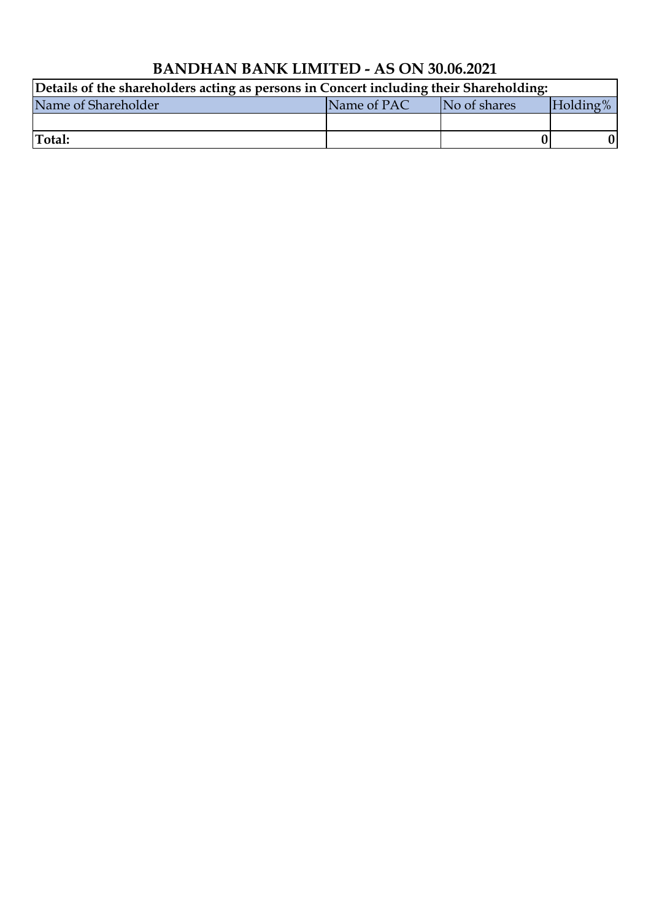# BANDHAN BANK LIMITED - AS ON 30.06.2021

| **Details of the shareholders acting as persons in Concert including their Shareholding:** | | | |
|---|---|---|---|
| Name of Shareholder | Name of PAC | No of shares | Holding% |
| | | | |
| **Total:** | | **0** | **0** |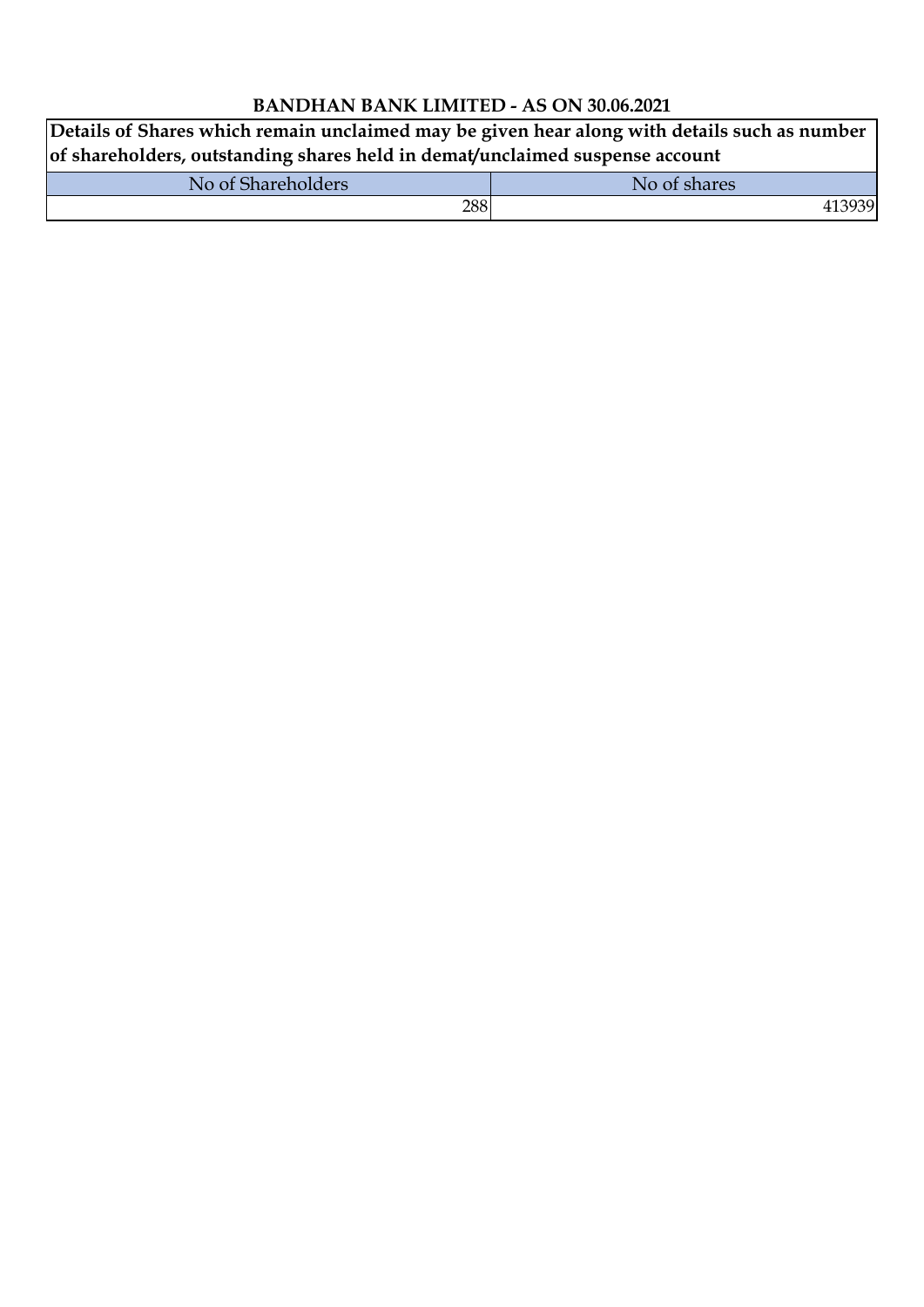## BANDHAN BANK LIMITED - AS ON 30.06.2021

| Details of Shares which remain unclaimed may be given hear along with details such as number of shareholders, outstanding shares held in demat/unclaimed suspense account | |
|---|---|
| No of Shareholders | No of shares |
| 288 | 413939 |